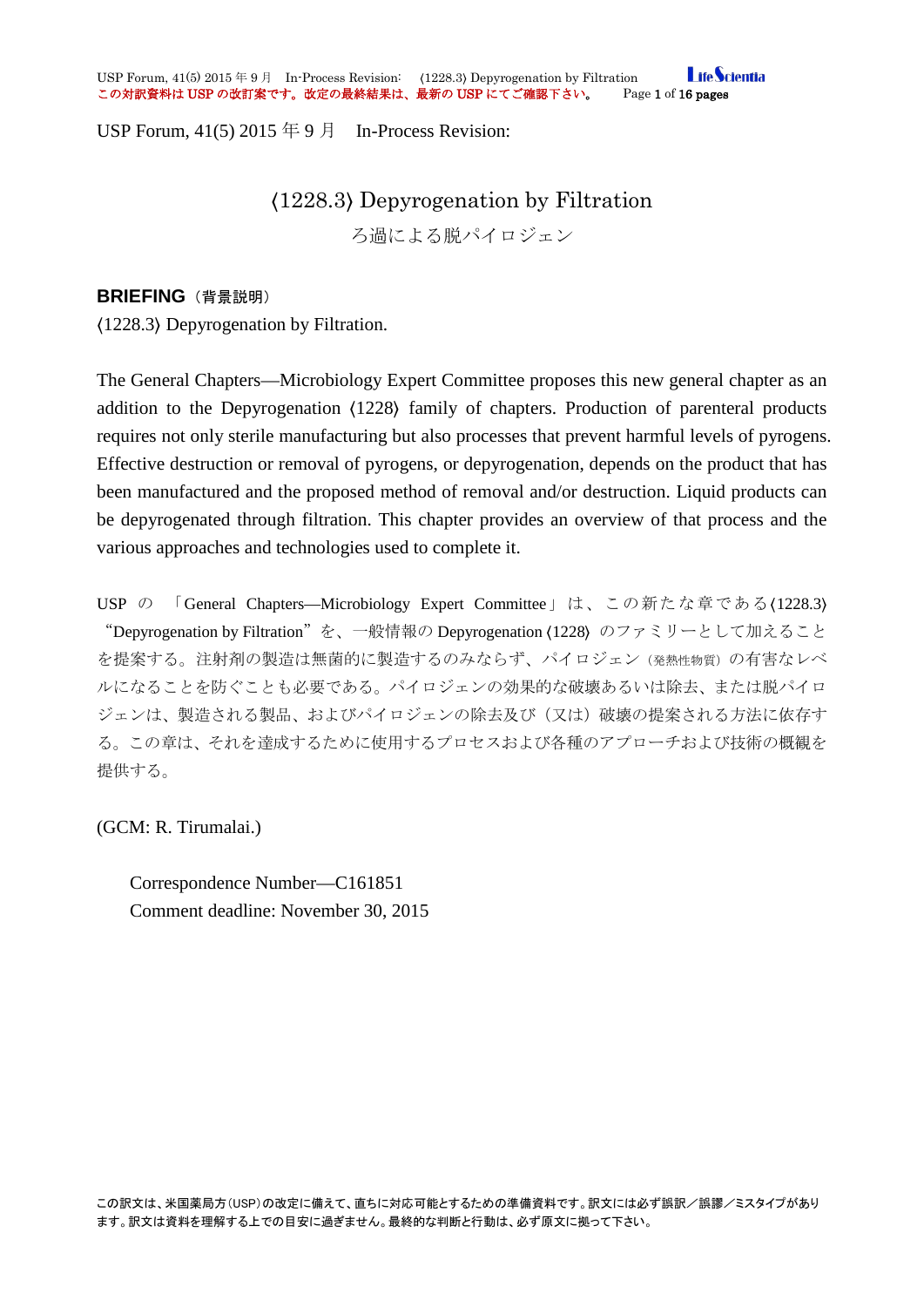USP Forum, 41(5) 2015 年 9 月　In-Process Revision:

# ⟨1228.3⟩ Depyrogenation by Filtration

ろ過による脱パイロジェン

## BRIEFING（背景説明）

⟨1228.3⟩ Depyrogenation by Filtration.

The General Chapters—Microbiology Expert Committee proposes this new general chapter as an addition to the Depyrogenation ⟨1228⟩ family of chapters. Production of parenteral products requires not only sterile manufacturing but also processes that prevent harmful levels of pyrogens. Effective destruction or removal of pyrogens, or depyrogenation, depends on the product that has been manufactured and the proposed method of removal and/or destruction. Liquid products can be depyrogenated through filtration. This chapter provides an overview of that process and the various approaches and technologies used to complete it.

USP の「General Chapters—Microbiology Expert Committee」は、この新たな章である⟨1228.3⟩ “Depyrogenation by Filtration”を、一般情報の Depyrogenation ⟨1228⟩ のファミリーとして加えることを提案する。注射剤の製造は無菌的に製造するのみならず、パイロジェン（発熱性物質）の有害なレベルになることを防ぐことも必要である。パイロジェンの効果的な破壊あるいは除去、または脱パイロジェンは、製造される製品、およびパイロジェンの除去及び（又は）破壊の提案される方法に依存する。この章は、それを達成するために使用するプロセスおよび各種のアプローチおよび技術の概観を提供する。

(GCM: R. Tirumalai.)

Correspondence Number—C161851
Comment deadline: November 30, 2015

この訳文は、米国薬局方（USP）の改定に備えて、直ちに対応可能とするための準備資料です。訳文には必ず誤訳／誤謬／ミスタイプがあります。訳文は資料を理解する上での目安に過ぎません。最終的な判断と行動は、必ず原文に拠って下さい。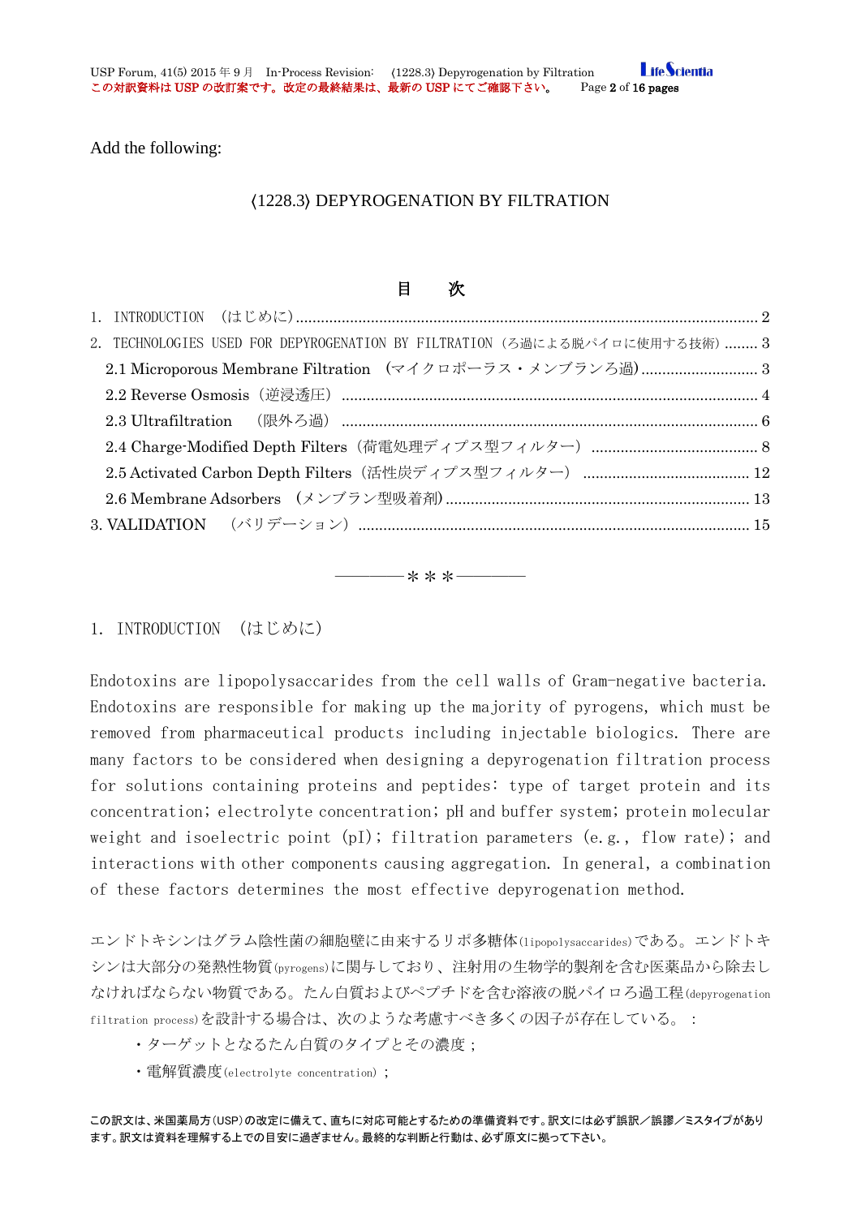Add the following:

# 〈1228.3〉 DEPYROGENATION BY FILTRATION

## 目　次

1. INTRODUCTION　（はじめに）.......... 2
2. TECHNOLOGIES USED FOR DEPYROGENATION BY FILTRATION（ろ過による脱パイロに使用する技術）........ 3
   - 2.1 Microporous Membrane Filtration　（マイクロポーラス・メンブランろ過）.......... 3
   - 2.2 Reverse Osmosis（逆浸透圧）.......... 4
   - 2.3 Ultrafiltration　（限外ろ過）.......... 6
   - 2.4 Charge-Modified Depth Filters（荷電処理ディプス型フィルター）.......... 8
   - 2.5 Activated Carbon Depth Filters（活性炭ディプス型フィルター）.......... 12
   - 2.6 Membrane Adsorbers　（メンブラン型吸着剤）.......... 13
3. VALIDATION　（バリデーション）.......... 15

――――＊＊＊――――

## 1. INTRODUCTION　（はじめに）

Endotoxins are lipopolysaccarides from the cell walls of Gram-negative bacteria. Endotoxins are responsible for making up the majority of pyrogens, which must be removed from pharmaceutical products including injectable biologics. There are many factors to be considered when designing a depyrogenation filtration process for solutions containing proteins and peptides: type of target protein and its concentration; electrolyte concentration; pH and buffer system; protein molecular weight and isoelectric point (pI); filtration parameters (e.g., flow rate); and interactions with other components causing aggregation. In general, a combination of these factors determines the most effective depyrogenation method.

エンドトキシンはグラム陰性菌の細胞壁に由来するリポ多糖体(lipopolysaccarides)である。エンドトキシンは大部分の発熱性物質(pyrogens)に関与しており、注射用の生物学的製剤を含む医薬品から除去しなければならない物質である。たん白質およびペプチドを含む溶液の脱パイロろ過工程(depyrogenation filtration process)を設計する場合は、次のような考慮すべき多くの因子が存在している。：

- ・ターゲットとなるたん白質のタイプとその濃度；
- ・電解質濃度(electrolyte concentration)；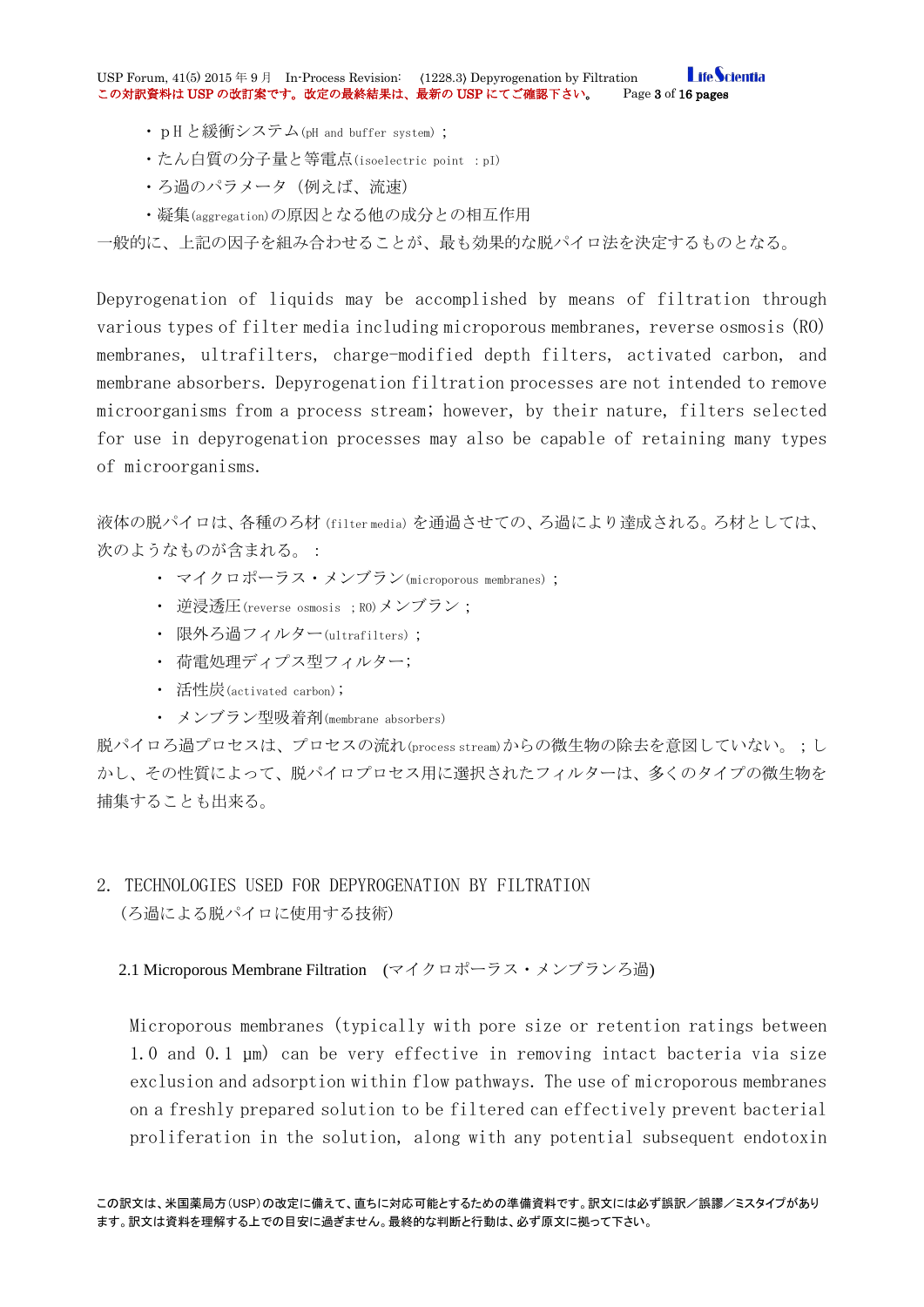・ｐＨと緩衝システム(pH and buffer system)；
・たん白質の分子量と等電点(isoelectric point ：pI)
・ろ過のパラメータ（例えば、流速）
・凝集(aggregation)の原因となる他の成分との相互作用

一般的に、上記の因子を組み合わせることが、最も効果的な脱パイロ法を決定するものとなる。

Depyrogenation of liquids may be accomplished by means of filtration through various types of filter media including microporous membranes, reverse osmosis (RO) membranes, ultrafilters, charge-modified depth filters, activated carbon, and membrane absorbers. Depyrogenation filtration processes are not intended to remove microorganisms from a process stream; however, by their nature, filters selected for use in depyrogenation processes may also be capable of retaining many types of microorganisms.

液体の脱パイロは、各種のろ材(filter media)を通過させての、ろ過により達成される。ろ材としては、次のようなものが含まれる。：

- マイクロポーラス・メンブラン(microporous membranes)；
- 逆浸透圧(reverse osmosis ；RO)メンブラン；
- 限外ろ過フィルター(ultrafilters)；
- 荷電処理ディプス型フィルター；
- 活性炭(activated carbon)；
- メンブラン型吸着剤(membrane absorbers)

脱パイロろ過プロセスは、プロセスの流れ(process stream)からの微生物の除去を意図していない。；しかし、その性質によって、脱パイロプロセス用に選択されたフィルターは、多くのタイプの微生物を捕集することも出来る。

## 2. TECHNOLOGIES USED FOR DEPYROGENATION BY FILTRATION

（ろ過による脱パイロに使用する技術）

### 2.1 Microporous Membrane Filtration （マイクロポーラス・メンブランろ過）

Microporous membranes (typically with pore size or retention ratings between 1.0 and 0.1 µm) can be very effective in removing intact bacteria via size exclusion and adsorption within flow pathways. The use of microporous membranes on a freshly prepared solution to be filtered can effectively prevent bacterial proliferation in the solution, along with any potential subsequent endotoxin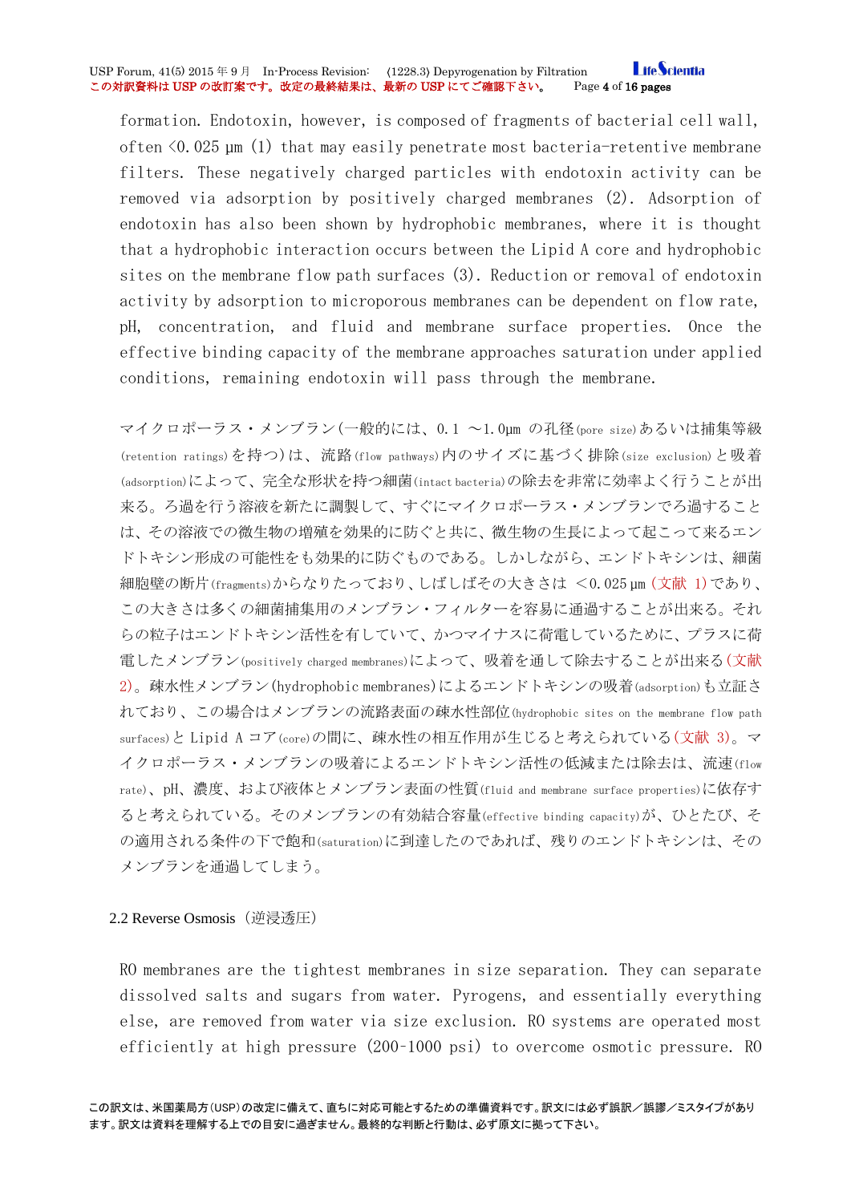formation. Endotoxin, however, is composed of fragments of bacterial cell wall, often <0.025 µm (1) that may easily penetrate most bacteria-retentive membrane filters. These negatively charged particles with endotoxin activity can be removed via adsorption by positively charged membranes (2). Adsorption of endotoxin has also been shown by hydrophobic membranes, where it is thought that a hydrophobic interaction occurs between the Lipid A core and hydrophobic sites on the membrane flow path surfaces (3). Reduction or removal of endotoxin activity by adsorption to microporous membranes can be dependent on flow rate, pH, concentration, and fluid and membrane surface properties. Once the effective binding capacity of the membrane approaches saturation under applied conditions, remaining endotoxin will pass through the membrane.

マイクロポーラス・メンブラン(一般的には、0.1 ～1.0µm の孔径(pore size)あるいは捕集等級(retention ratings)を持つ)は、流路(flow pathways)内のサイズに基づく排除(size exclusion)と吸着(adsorption)によって、完全な形状を持つ細菌(intact bacteria)の除去を非常に効率よく行うことが出来る。ろ過を行う溶液を新たに調製して、すぐにマイクロポーラス・メンブランでろ過することは、その溶液での微生物の増殖を効果的に防ぐと共に、微生物の生長によって起こって来るエンドトキシン形成の可能性をも効果的に防ぐものである。しかしながら、エンドトキシンは、細菌細胞壁の断片(fragments)からなりたっており、しばしばその大きさは <0.025 µm (文献 1)であり、この大きさは多くの細菌捕集用のメンブラン・フィルターを容易に通過することが出来る。それらの粒子はエンドトキシン活性を有していて、かつマイナスに荷電しているために、プラスに荷電したメンブラン(positively charged membranes)によって、吸着を通して除去することが出来る(文献 2)。疎水性メンブラン(hydrophobic membranes)によるエンドトキシンの吸着(adsorption)も立証されており、この場合はメンブランの流路表面の疎水性部位(hydrophobic sites on the membrane flow path surfaces)と Lipid A コア(core)の間に、疎水性の相互作用が生じると考えられている(文献 3)。マイクロポーラス・メンブランの吸着によるエンドトキシン活性の低減または除去は、流速(flow rate)、pH、濃度、および液体とメンブラン表面の性質(fluid and membrane surface properties)に依存すると考えられている。そのメンブランの有効結合容量(effective binding capacity)が、ひとたび、その適用される条件の下で飽和(saturation)に到達したのであれば、残りのエンドトキシンは、そのメンブランを通過してしまう。

### 2.2 Reverse Osmosis（逆浸透圧）

RO membranes are the tightest membranes in size separation. They can separate dissolved salts and sugars from water. Pyrogens, and essentially everything else, are removed from water via size exclusion. RO systems are operated most efficiently at high pressure (200-1000 psi) to overcome osmotic pressure. RO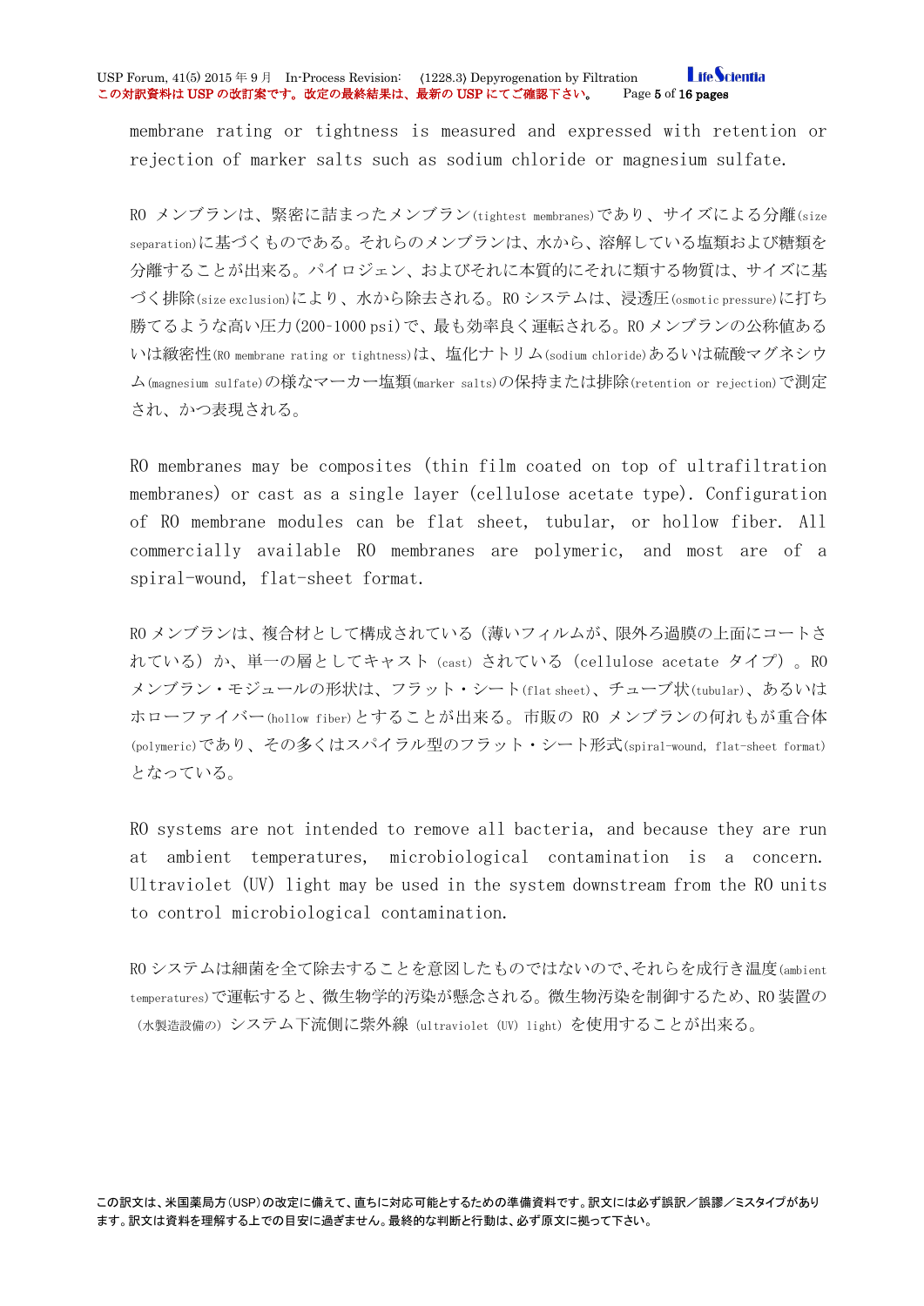membrane rating or tightness is measured and expressed with retention or rejection of marker salts such as sodium chloride or magnesium sulfate.

RO メンブランは、緊密に詰まったメンブラン(tightest membranes)であり、サイズによる分離(size separation)に基づくものである。それらのメンブランは、水から、溶解している塩類および糖類を分離することが出来る。パイロジェン、およびそれに本質的にそれに類する物質は、サイズに基づく排除(size exclusion)により、水から除去される。RO システムは、浸透圧(osmotic pressure)に打ち勝てるような高い圧力(200-1000 psi)で、最も効率良く運転される。RO メンブランの公称値あるいは緻密性(RO membrane rating or tightness)は、塩化ナトリム(sodium chloride)あるいは硫酸マグネシウム(magnesium sulfate)の様なマーカー塩類(marker salts)の保持または排除(retention or rejection)で測定され、かつ表現される。

RO membranes may be composites (thin film coated on top of ultrafiltration membranes) or cast as a single layer (cellulose acetate type). Configuration of RO membrane modules can be flat sheet, tubular, or hollow fiber. All commercially available RO membranes are polymeric, and most are of a spiral-wound, flat-sheet format.

RO メンブランは、複合材として構成されている(薄いフィルムが、限外ろ過膜の上面にコートされている)か、単一の層としてキャスト(cast)されている(cellulose acetate タイプ)。RO メンブラン・モジュールの形状は、フラット・シート(flat sheet)、チューブ状(tubular)、あるいはホローファイバー(hollow fiber)とすることが出来る。市販の RO メンブランの何れもが重合体(polymeric)であり、その多くはスパイラル型のフラット・シート形式(spiral-wound, flat-sheet format)となっている。

RO systems are not intended to remove all bacteria, and because they are run at ambient temperatures, microbiological contamination is a concern. Ultraviolet (UV) light may be used in the system downstream from the RO units to control microbiological contamination.

RO システムは細菌を全て除去することを意図したものではないので、それらを成行き温度(ambient temperatures)で運転すると、微生物学的汚染が懸念される。微生物汚染を制御するため、RO 装置の(水製造設備の)システム下流側に紫外線(ultraviolet (UV) light)を使用することが出来る。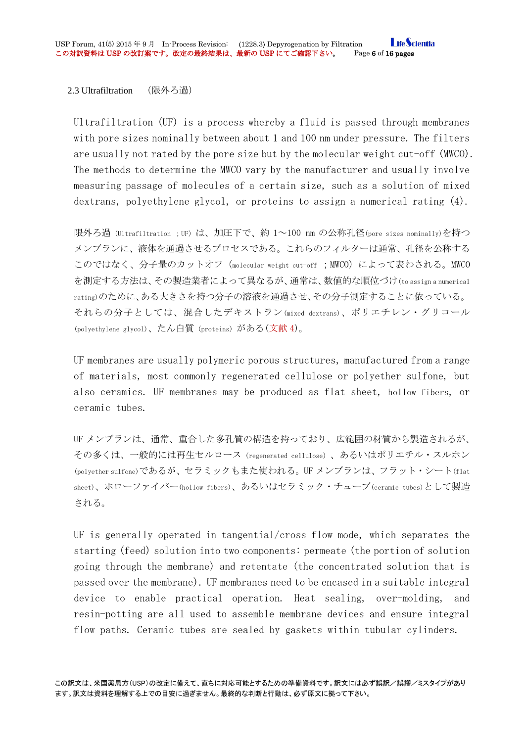## 2.3 Ultrafiltration （限外ろ過）

Ultrafiltration (UF) is a process whereby a fluid is passed through membranes with pore sizes nominally between about 1 and 100 nm under pressure. The filters are usually not rated by the pore size but by the molecular weight cut-off (MWCO). The methods to determine the MWCO vary by the manufacturer and usually involve measuring passage of molecules of a certain size, such as a solution of mixed dextrans, polyethylene glycol, or proteins to assign a numerical rating (4).

限外ろ過 (Ultrafiltration ；UF) は、加圧下で、約 1～100 nm の公称孔径(pore sizes nominally)を持つメンブランに、液体を通過させるプロセスである。これらのフィルターは通常、孔径を公称するこのではなく、分子量のカットオフ (molecular weight cut-off ；MWCO) によって表わされる。MWCO を測定する方法は、その製造業者によって異なるが、通常は、数値的な順位づけ(to assign a numerical rating)のために、ある大きさを持つ分子の溶液を通過させ、その分子測定することに依っている。それらの分子としては、混合したデキストラン(mixed dextrans)、ポリエチレン・グリコール (polyethylene glycol)、たん白質 (proteins) がある(文献 4)。

UF membranes are usually polymeric porous structures, manufactured from a range of materials, most commonly regenerated cellulose or polyether sulfone, but also ceramics. UF membranes may be produced as flat sheet, hollow fibers, or ceramic tubes.

UF メンブランは、通常、重合した多孔質の構造を持っており、広範囲の材質から製造されるが、その多くは、一般的には再生セルロース (regenerated cellulose) 、あるいはポリエチル・スルホン (polyether sulfone)であるが、セラミックもまた使われる。UF メンブランは、フラット・シート(flat sheet)、ホローファイバー(hollow fibers)、あるいはセラミック・チューブ(ceramic tubes)として製造される。

UF is generally operated in tangential/cross flow mode, which separates the starting (feed) solution into two components: permeate (the portion of solution going through the membrane) and retentate (the concentrated solution that is passed over the membrane). UF membranes need to be encased in a suitable integral device to enable practical operation. Heat sealing, over-molding, and resin-potting are all used to assemble membrane devices and ensure integral flow paths. Ceramic tubes are sealed by gaskets within tubular cylinders.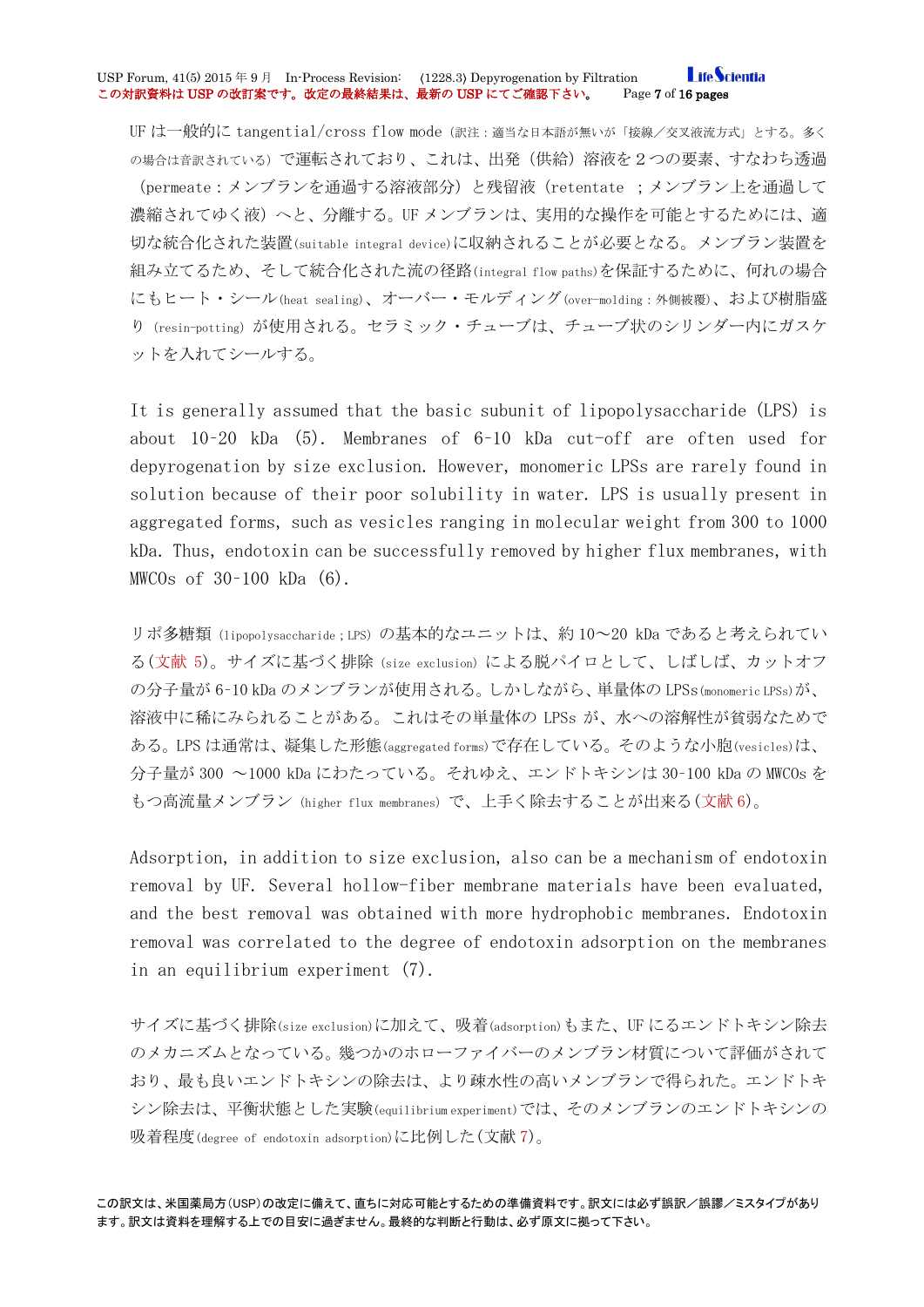UF は一般的に tangential/cross flow mode（訳注：適当な日本語が無いが「接線／交叉液流方式」とする。多くの場合は音訳されている）で運転されており、これは、出発（供給）溶液を２つの要素、すなわち透過（permeate：メンブランを通過する溶液部分）と残留液（retentate ；メンブラン上を通過して濃縮されてゆく液）へと、分離する。UF メンブランは、実用的な操作を可能とするためには、適切な統合化された装置(suitable integral device)に収納されることが必要となる。メンブラン装置を組み立てるため、そして統合化された流の径路(integral flow paths)を保証するために、何れの場合にもヒート・シール(heat sealing)、オーバー・モルディング(over-molding：外側被覆)、および樹脂盛り（resin-potting）が使用される。セラミック・チューブは、チューブ状のシリンダー内にガスケットを入れてシールする。

It is generally assumed that the basic subunit of lipopolysaccharide (LPS) is about 10-20 kDa (5). Membranes of 6-10 kDa cut-off are often used for depyrogenation by size exclusion. However, monomeric LPSs are rarely found in solution because of their poor solubility in water. LPS is usually present in aggregated forms, such as vesicles ranging in molecular weight from 300 to 1000 kDa. Thus, endotoxin can be successfully removed by higher flux membranes, with MWCOs of 30-100 kDa (6).

リポ多糖類（lipopolysaccharide；LPS）の基本的なユニットは、約 10～20 kDa であると考えられている(文献 5)。サイズに基づく排除（size exclusion）による脱パイロとして、しばしば、カットオフの分子量が 6-10 kDa のメンブランが使用される。しかしながら、単量体の LPSs(monomeric LPSs)が、溶液中に稀にみられることがある。これはその単量体の LPSs が、水への溶解性が貧弱なためである。LPS は通常は、凝集した形態(aggregated forms)で存在している。そのような小胞(vesicles)は、分子量が 300 ～1000 kDa にわたっている。それゆえ、エンドトキシンは 30-100 kDa の MWCOs をもつ高流量メンブラン（higher flux membranes）で、上手く除去することが出来る(文献 6)。

Adsorption, in addition to size exclusion, also can be a mechanism of endotoxin removal by UF. Several hollow-fiber membrane materials have been evaluated, and the best removal was obtained with more hydrophobic membranes. Endotoxin removal was correlated to the degree of endotoxin adsorption on the membranes in an equilibrium experiment (7).

サイズに基づく排除(size exclusion)に加えて、吸着(adsorption)もまた、UF にるエンドトキシン除去のメカニズムとなっている。幾つかのホローファイバーのメンブラン材質について評価がされており、最も良いエンドトキシンの除去は、より疎水性の高いメンブランで得られた。エンドトキシン除去は、平衡状態とした実験(equilibrium experiment)では、そのメンブランのエンドトキシンの吸着程度(degree of endotoxin adsorption)に比例した(文献 7)。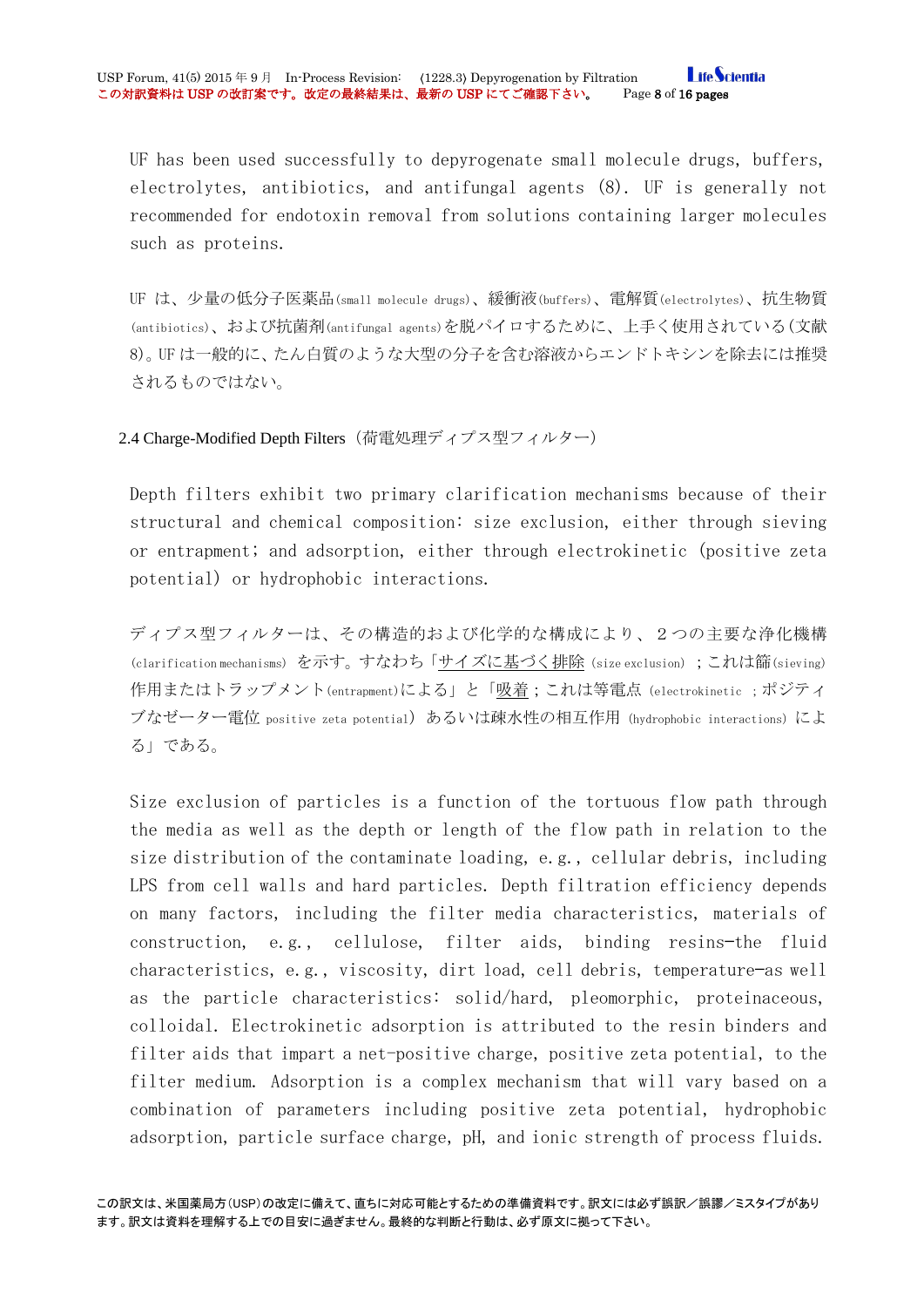UF has been used successfully to depyrogenate small molecule drugs, buffers, electrolytes, antibiotics, and antifungal agents (8). UF is generally not recommended for endotoxin removal from solutions containing larger molecules such as proteins.

UF は、少量の低分子医薬品(small molecule drugs)、緩衝液(buffers)、電解質(electrolytes)、抗生物質(antibiotics)、および抗菌剤(antifungal agents)を脱パイロするために、上手く使用されている(文献 8)。UF は一般的に、たん白質のような大型の分子を含む溶液からエンドトキシンを除去には推奨されるものではない。

## 2.4 Charge-Modified Depth Filters（荷電処理ディプス型フィルター）

Depth filters exhibit two primary clarification mechanisms because of their structural and chemical composition: size exclusion, either through sieving or entrapment; and adsorption, either through electrokinetic (positive zeta potential) or hydrophobic interactions.

ディプス型フィルターは、その構造的および化学的な構成により、２つの主要な浄化機構(clarification mechanisms) を示す。すなわち「サイズに基づく排除 (size exclusion) ；これは篩(sieving)作用またはトラップメント(entrapment)による」と「吸着；これは等電点 (electrokinetic ；ポジティブなゼーター電位 positive zeta potential) あるいは疎水性の相互作用 (hydrophobic interactions) による」である。

Size exclusion of particles is a function of the tortuous flow path through the media as well as the depth or length of the flow path in relation to the size distribution of the contaminate loading, e.g., cellular debris, including LPS from cell walls and hard particles. Depth filtration efficiency depends on many factors, including the filter media characteristics, materials of construction, e.g., cellulose, filter aids, binding resins—the fluid characteristics, e.g., viscosity, dirt load, cell debris, temperature—as well as the particle characteristics: solid/hard, pleomorphic, proteinaceous, colloidal. Electrokinetic adsorption is attributed to the resin binders and filter aids that impart a net-positive charge, positive zeta potential, to the filter medium. Adsorption is a complex mechanism that will vary based on a combination of parameters including positive zeta potential, hydrophobic adsorption, particle surface charge, pH, and ionic strength of process fluids.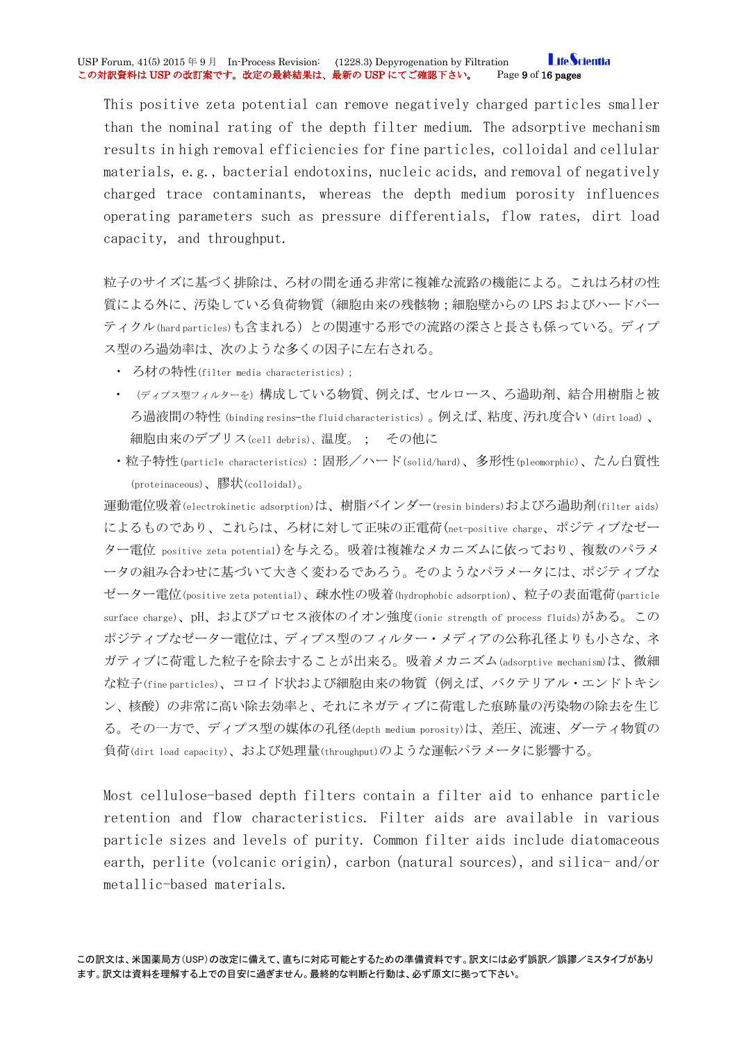This positive zeta potential can remove negatively charged particles smaller than the nominal rating of the depth filter medium. The adsorptive mechanism results in high removal efficiencies for fine particles, colloidal and cellular materials, e.g., bacterial endotoxins, nucleic acids, and removal of negatively charged trace contaminants, whereas the depth medium porosity influences operating parameters such as pressure differentials, flow rates, dirt load capacity, and throughput.

粒子のサイズに基づく排除は、ろ材の間を通る非常に複雑な流路の機能による。これはろ材の性質による外に、汚染している負荷物質（細胞由来の残骸物；細胞壁からの LPS およびハードパーティクル(hard particles)も含まれる）との関連する形での流路の深さと長さも係っている。ディプス型のろ過効率は、次のような多くの因子に左右される。

- ろ材の特性(filter media characteristics)；
- （ディプス型フィルターを）構成している物質、例えば、セルロース、ろ過助剤、結合用樹脂と被ろ過液間の特性 (binding resins–the fluid characteristics) 。例えば、粘度、汚れ度合い (dirt load) 、細胞由来のデブリス(cell debris)、温度。； その他に
- 粒子特性(particle characteristics)：固形／ハード(solid/hard)、多形性(pleomorphic)、たん白質性(proteinaceous)、膠状(colloidal)。

運動電位吸着(electrokinetic adsorption)は、樹脂バインダー(resin binders)およびろ過助剤(filter aids)によるものであり、これらは、ろ材に対して正味の正電荷(net-positive charge、ポジティブなゼーター電位 positive zeta potential)を与える。吸着は複雑なメカニズムに依っており、複数のパラメータの組み合わせに基づいて大きく変わるであろう。そのようなパラメータには、ポジティブなゼーター電位(positive zeta potential)、疎水性の吸着(hydrophobic adsorption)、粒子の表面電荷(particle surface charge)、pH、およびプロセス液体のイオン強度(ionic strength of process fluids)がある。このポジティブなゼーター電位は、ディプス型のフィルター・メディアの公称孔径よりも小さな、ネガティブに荷電した粒子を除去することが出来る。吸着メカニズム(adsorptive mechanism)は、微細な粒子(fine particles)、コロイド状および細胞由来の物質（例えば、バクテリアル・エンドトキシン、核酸）の非常に高い除去効率と、それにネガティブに荷電した痕跡量の汚染物の除去を生じる。その一方で、ディプス型の媒体の孔径(depth medium porosity)は、差圧、流速、ダーティ物質の負荷(dirt load capacity)、および処理量(throughput)のような運転パラメータに影響する。

Most cellulose-based depth filters contain a filter aid to enhance particle retention and flow characteristics. Filter aids are available in various particle sizes and levels of purity. Common filter aids include diatomaceous earth, perlite (volcanic origin), carbon (natural sources), and silica- and/or metallic-based materials.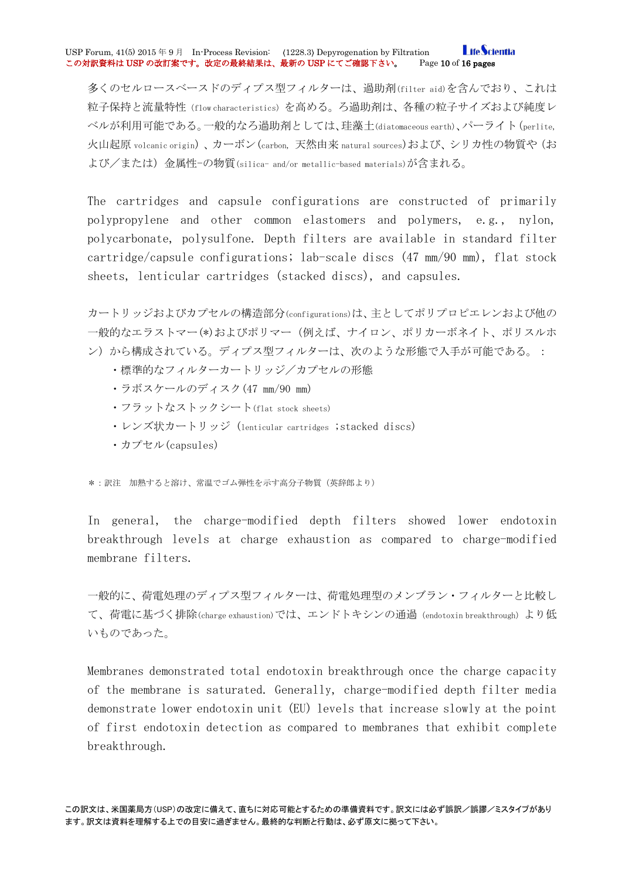多くのセルロースベースドのディプス型フィルターは、過助剤(filter aid)を含んでおり、これは粒子保持と流量特性（flow characteristics）を高める。ろ過助剤は、各種の粒子サイズおよび純度レベルが利用可能である。一般的なろ過助剤としては、珪藻土(diatomaceous earth)、パーライト(perlite, 火山起原 volcanic origin)、カーボン(carbon, 天然由来 natural sources)および、シリカ性の物質や（および／または）金属性-の物質(silica- and/or metallic-based materials)が含まれる。

The cartridges and capsule configurations are constructed of primarily polypropylene and other common elastomers and polymers, e.g., nylon, polycarbonate, polysulfone. Depth filters are available in standard filter cartridge/capsule configurations; lab-scale discs (47 mm/90 mm), flat stock sheets, lenticular cartridges (stacked discs), and capsules.

カートリッジおよびカプセルの構造部分(configurations)は、主としてポリプロピエレンおよび他の一般的なエラストマー(*)およびポリマー（例えば、ナイロン、ポリカーボネイト、ポリスルホン）から構成されている。ディプス型フィルターは、次のような形態で入手が可能である。：

- 標準的なフィルターカートリッジ／カプセルの形態
- ラボスケールのディスク(47 mm/90 mm)
- フラットなストックシート(flat stock sheets)
- レンズ状カートリッジ（lenticular cartridges ;stacked discs)
- カプセル(capsules)

*：訳注　加熱すると溶け、常温でゴム弾性を示す高分子物質（英辞郎より）

In general, the charge-modified depth filters showed lower endotoxin breakthrough levels at charge exhaustion as compared to charge-modified membrane filters.

一般的に、荷電処理のディプス型フィルターは、荷電処理型のメンブラン・フィルターと比較して、荷電に基づく排除(charge exhaustion)では、エンドトキシンの通過（endotoxin breakthrough）より低いものであった。

Membranes demonstrated total endotoxin breakthrough once the charge capacity of the membrane is saturated. Generally, charge-modified depth filter media demonstrate lower endotoxin unit (EU) levels that increase slowly at the point of first endotoxin detection as compared to membranes that exhibit complete breakthrough.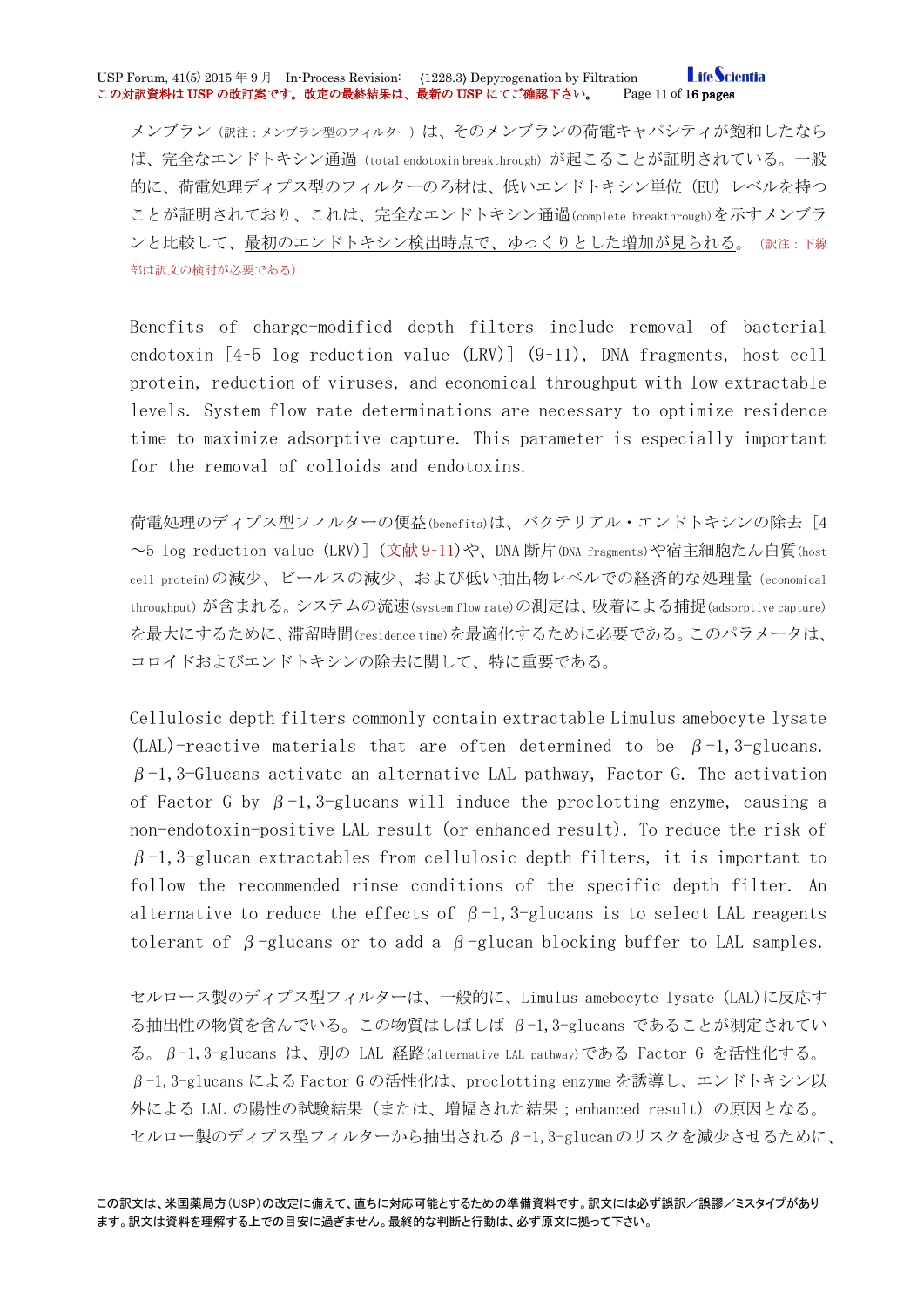メンブラン（訳注：メンブラン型のフィルター）は、そのメンブランの荷電キャパシティが飽和したならば、完全なエンドトキシン通過（total endotoxin breakthrough）が起こることが証明されている。一般的に、荷電処理ディプス型のフィルターのろ材は、低いエンドトキシン単位（EU）レベルを持つことが証明されており、これは、完全なエンドトキシン通過(complete breakthrough)を示すメンブランと比較して、最初のエンドトキシン検出時点で、ゆっくりとした増加が見られる。（訳注：下線部は訳文の検討が必要である）

Benefits of charge-modified depth filters include removal of bacterial endotoxin [4-5 log reduction value (LRV)] (9-11), DNA fragments, host cell protein, reduction of viruses, and economical throughput with low extractable levels. System flow rate determinations are necessary to optimize residence time to maximize adsorptive capture. This parameter is especially important for the removal of colloids and endotoxins.

荷電処理のディプス型フィルターの便益(benefits)は、バクテリアル・エンドトキシンの除去［4～5 log reduction value (LRV)］(文献 9-11)や、DNA 断片(DNA fragments)や宿主細胞たん白質(host cell protein)の減少、ビールスの減少、および低い抽出物レベルでの経済的な処理量（economical throughput）が含まれる。システムの流速(system flow rate)の測定は、吸着による捕捉(adsorptive capture)を最大にするために、滞留時間(residence time)を最適化するために必要である。このパラメータは、コロイドおよびエンドトキシンの除去に関して、特に重要である。

Cellulosic depth filters commonly contain extractable Limulus amebocyte lysate (LAL)-reactive materials that are often determined to be β-1,3-glucans. β-1,3-Glucans activate an alternative LAL pathway, Factor G. The activation of Factor G by β-1,3-glucans will induce the proclotting enzyme, causing a non-endotoxin-positive LAL result (or enhanced result). To reduce the risk of β-1,3-glucan extractables from cellulosic depth filters, it is important to follow the recommended rinse conditions of the specific depth filter. An alternative to reduce the effects of β-1,3-glucans is to select LAL reagents tolerant of β-glucans or to add a β-glucan blocking buffer to LAL samples.

セルロース製のディプス型フィルターは、一般的に、Limulus amebocyte lysate (LAL)に反応する抽出性の物質を含んでいる。この物質はしばしば β-1,3-glucans であることが測定されている。β-1,3-glucans は、別の LAL 経路(alternative LAL pathway)である Factor G を活性化する。β-1,3-glucans による Factor G の活性化は、proclotting enzyme を誘導し、エンドトキシン以外による LAL の陽性の試験結果（または、増幅された結果；enhanced result）の原因となる。セルロー製のディプス型フィルターから抽出される β-1,3-glucan のリスクを減少させるために、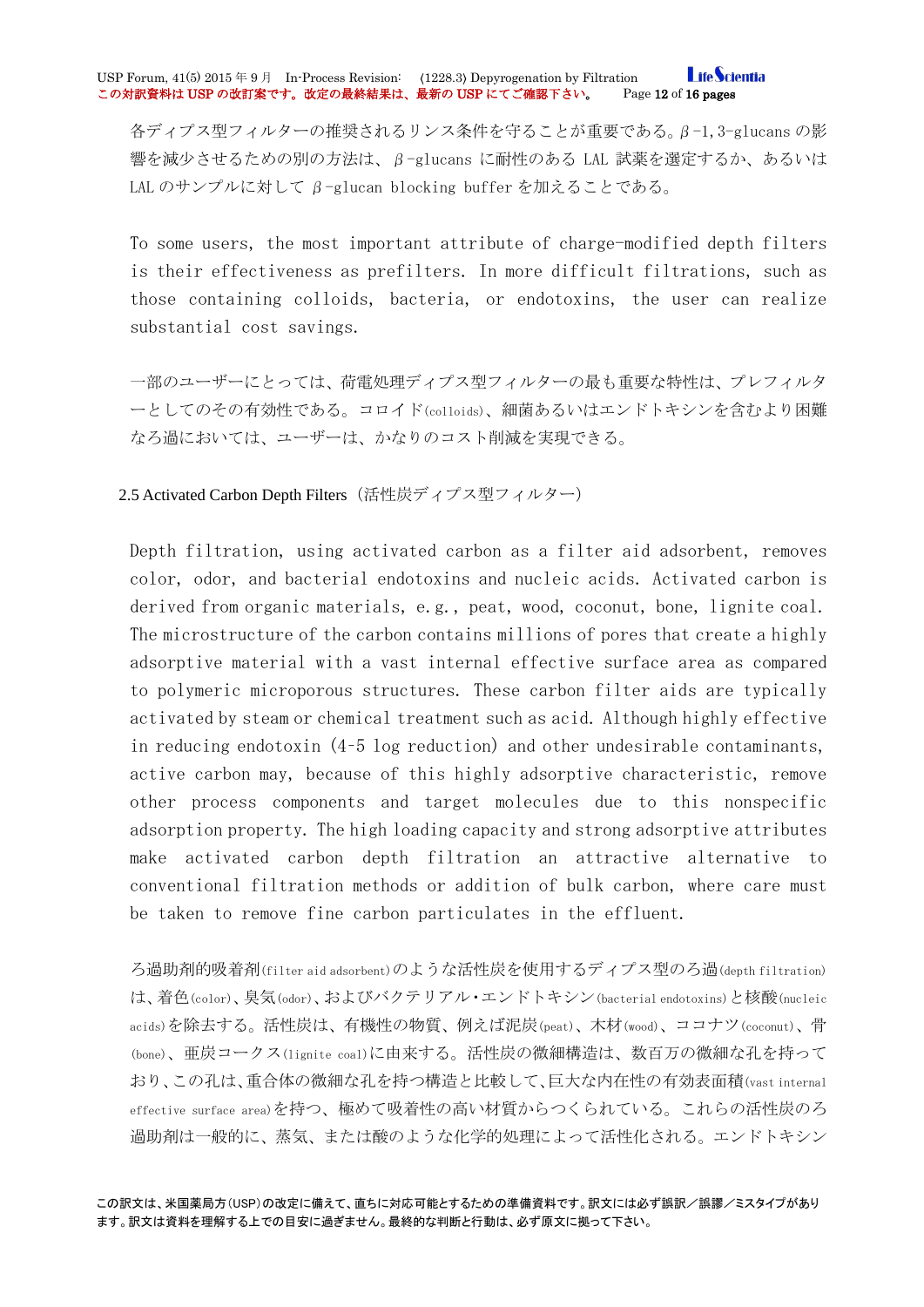各ディプス型フィルターの推奨されるリンス条件を守ることが重要である。β-1,3-glucans の影響を減少させるための別の方法は、β-glucans に耐性のある LAL 試薬を選定するか、あるいは LAL のサンプルに対して β-glucan blocking buffer を加えることである。

To some users, the most important attribute of charge-modified depth filters is their effectiveness as prefilters. In more difficult filtrations, such as those containing colloids, bacteria, or endotoxins, the user can realize substantial cost savings.

一部のユーザーにとっては、荷電処理ディプス型フィルターの最も重要な特性は、プレフィルターとしてのその有効性である。コロイド(colloids)、細菌あるいはエンドトキシンを含むより困難なろ過においては、ユーザーは、かなりのコスト削減を実現できる。

### 2.5 Activated Carbon Depth Filters（活性炭ディプス型フィルター）

Depth filtration, using activated carbon as a filter aid adsorbent, removes color, odor, and bacterial endotoxins and nucleic acids. Activated carbon is derived from organic materials, e.g., peat, wood, coconut, bone, lignite coal. The microstructure of the carbon contains millions of pores that create a highly adsorptive material with a vast internal effective surface area as compared to polymeric microporous structures. These carbon filter aids are typically activated by steam or chemical treatment such as acid. Although highly effective in reducing endotoxin (4-5 log reduction) and other undesirable contaminants, active carbon may, because of this highly adsorptive characteristic, remove other process components and target molecules due to this nonspecific adsorption property. The high loading capacity and strong adsorptive attributes make activated carbon depth filtration an attractive alternative to conventional filtration methods or addition of bulk carbon, where care must be taken to remove fine carbon particulates in the effluent.

ろ過助剤的吸着剤(filter aid adsorbent)のような活性炭を使用するディプス型のろ過(depth filtration)は、着色(color)、臭気(odor)、およびバクテリアル・エンドトキシン(bacterial endotoxins)と核酸(nucleic acids)を除去する。活性炭は、有機性の物質、例えば泥炭(peat)、木材(wood)、ココナツ(coconut)、骨(bone)、亜炭コークス(lignite coal)に由来する。活性炭の微細構造は、数百万の微細な孔を持っており、この孔は、重合体の微細な孔を持つ構造と比較して、巨大な内在性の有効表面積(vast internal effective surface area)を持つ、極めて吸着性の高い材質からつくられている。これらの活性炭のろ過助剤は一般的に、蒸気、または酸のような化学的処理によって活性化される。エンドトキシン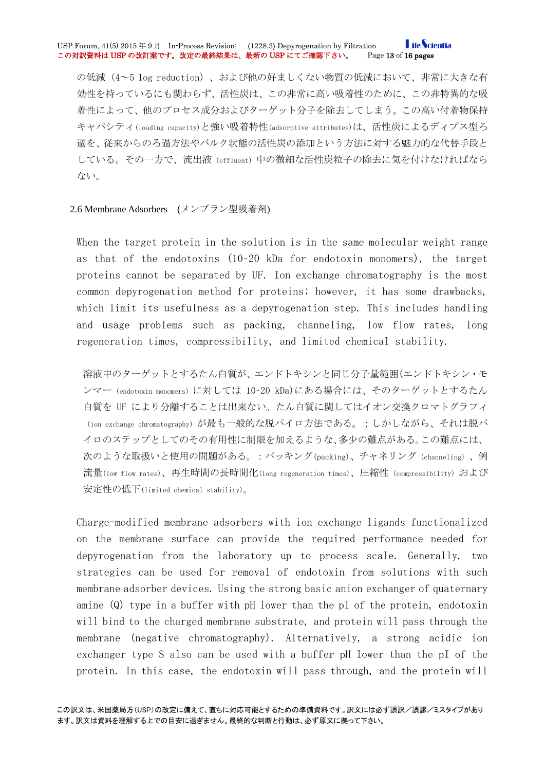の低減（4～5 log reduction）、および他の好ましくない物質の低減において、非常に大きな有効性を持っているにも関わらず、活性炭は、この非常に高い吸着性のために、この非特異的な吸着性によって、他のプロセス成分およびターゲット分子を除去してしまう。この高い付着物保持キャパシティ(loading capacity)と強い吸着特性(adsorptive attributes)は、活性炭によるディプス型ろ過を、従来からのろ過方法やバルク状態の活性炭の添加という方法に対する魅力的な代替手段としている。その一方で、流出液（effluent）中の微細な活性炭粒子の除去に気を付けなければならない。

### 2.6 Membrane Adsorbers　(メンブラン型吸着剤)

When the target protein in the solution is in the same molecular weight range as that of the endotoxins (10-20 kDa for endotoxin monomers), the target proteins cannot be separated by UF. Ion exchange chromatography is the most common depyrogenation method for proteins; however, it has some drawbacks, which limit its usefulness as a depyrogenation step. This includes handling and usage problems such as packing, channeling, low flow rates, long regeneration times, compressibility, and limited chemical stability.

溶液中のターゲットとするたん白質が、エンドトキシンと同じ分子量範囲(エンドトキシン・モノマー（endotoxin monomers）に対しては 10-20 kDa)にある場合には、そのターゲットとするたん白質を UF により分離することは出来ない。たん白質に関してはイオン交換クロマトグラフィ（ion exchange chromatography）が最も一般的な脱パイロ方法である。；しかしながら、それは脱パイロのステップとしてのその有用性に制限を加えるような、多少の難点がある。この難点には、次のような取扱いと使用の問題がある。：パッキング(packing)、チャネリング（channeling）、例流量(low flow rates)、再生時間の長時間化(long regeneration times)、圧縮性（compressibility）および安定性の低下(limited chemical stability)。

Charge-modified membrane adsorbers with ion exchange ligands functionalized on the membrane surface can provide the required performance needed for depyrogenation from the laboratory up to process scale. Generally, two strategies can be used for removal of endotoxin from solutions with such membrane adsorber devices. Using the strong basic anion exchanger of quaternary amine (Q) type in a buffer with pH lower than the pI of the protein, endotoxin will bind to the charged membrane substrate, and protein will pass through the membrane (negative chromatography). Alternatively, a strong acidic ion exchanger type S also can be used with a buffer pH lower than the pI of the protein. In this case, the endotoxin will pass through, and the protein will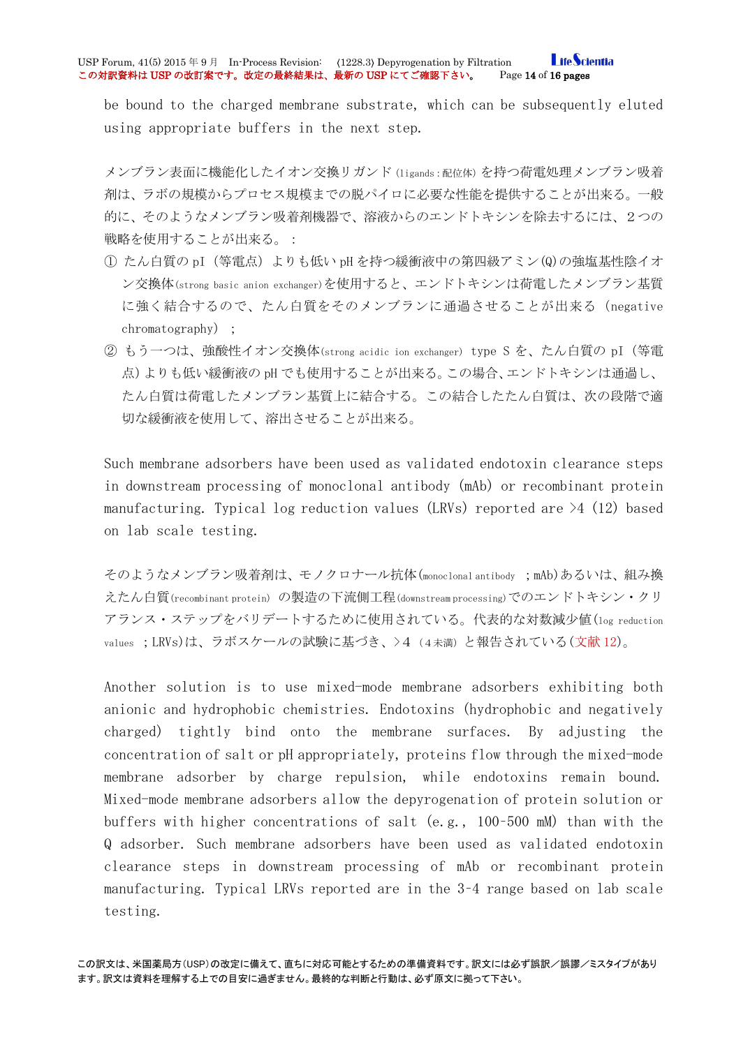be bound to the charged membrane substrate, which can be subsequently eluted using appropriate buffers in the next step.

メンブラン表面に機能化したイオン交換リガンド(ligands:配位体)を持つ荷電処理メンブラン吸着剤は、ラボの規模からプロセス規模までの脱パイロに必要な性能を提供することが出来る。一般的に、そのようなメンブラン吸着剤機器で、溶液からのエンドトキシンを除去するには、２つの戦略を使用することが出来る。：

① たん白質の pI（等電点）よりも低い pH を持つ緩衝液中の第四級アミン(Q)の強塩基性陰イオン交換体(strong basic anion exchanger)を使用すると、エンドトキシンは荷電したメンブラン基質に強く結合するので、たん白質をそのメンブランに通過させることが出来る（negative chromatography）；

② もう一つは、強酸性イオン交換体(strong acidic ion exchanger) type S を、たん白質の pI（等電点）よりも低い緩衝液の pH でも使用することが出来る。この場合、エンドトキシンは通過し、たん白質は荷電したメンブラン基質上に結合する。この結合したたん白質は、次の段階で適切な緩衝液を使用して、溶出させることが出来る。

Such membrane adsorbers have been used as validated endotoxin clearance steps in downstream processing of monoclonal antibody (mAb) or recombinant protein manufacturing. Typical log reduction values (LRVs) reported are >4 (12) based on lab scale testing.

そのようなメンブラン吸着剤は、モノクロナール抗体(monoclonal antibody ;mAb)あるいは、組み換えたん白質(recombinant protein) の製造の下流側工程(downstream processing)でのエンドトキシン・クリアランス・ステップをバリデートするために使用されている。代表的な対数減少値(log reduction values ;LRVs)は、ラボスケールの試験に基づき、>4（4未満）と報告されている(文献 12)。

Another solution is to use mixed-mode membrane adsorbers exhibiting both anionic and hydrophobic chemistries. Endotoxins (hydrophobic and negatively charged) tightly bind onto the membrane surfaces. By adjusting the concentration of salt or pH appropriately, proteins flow through the mixed-mode membrane adsorber by charge repulsion, while endotoxins remain bound. Mixed-mode membrane adsorbers allow the depyrogenation of protein solution or buffers with higher concentrations of salt (e.g., 100-500 mM) than with the Q adsorber. Such membrane adsorbers have been used as validated endotoxin clearance steps in downstream processing of mAb or recombinant protein manufacturing. Typical LRVs reported are in the 3-4 range based on lab scale testing.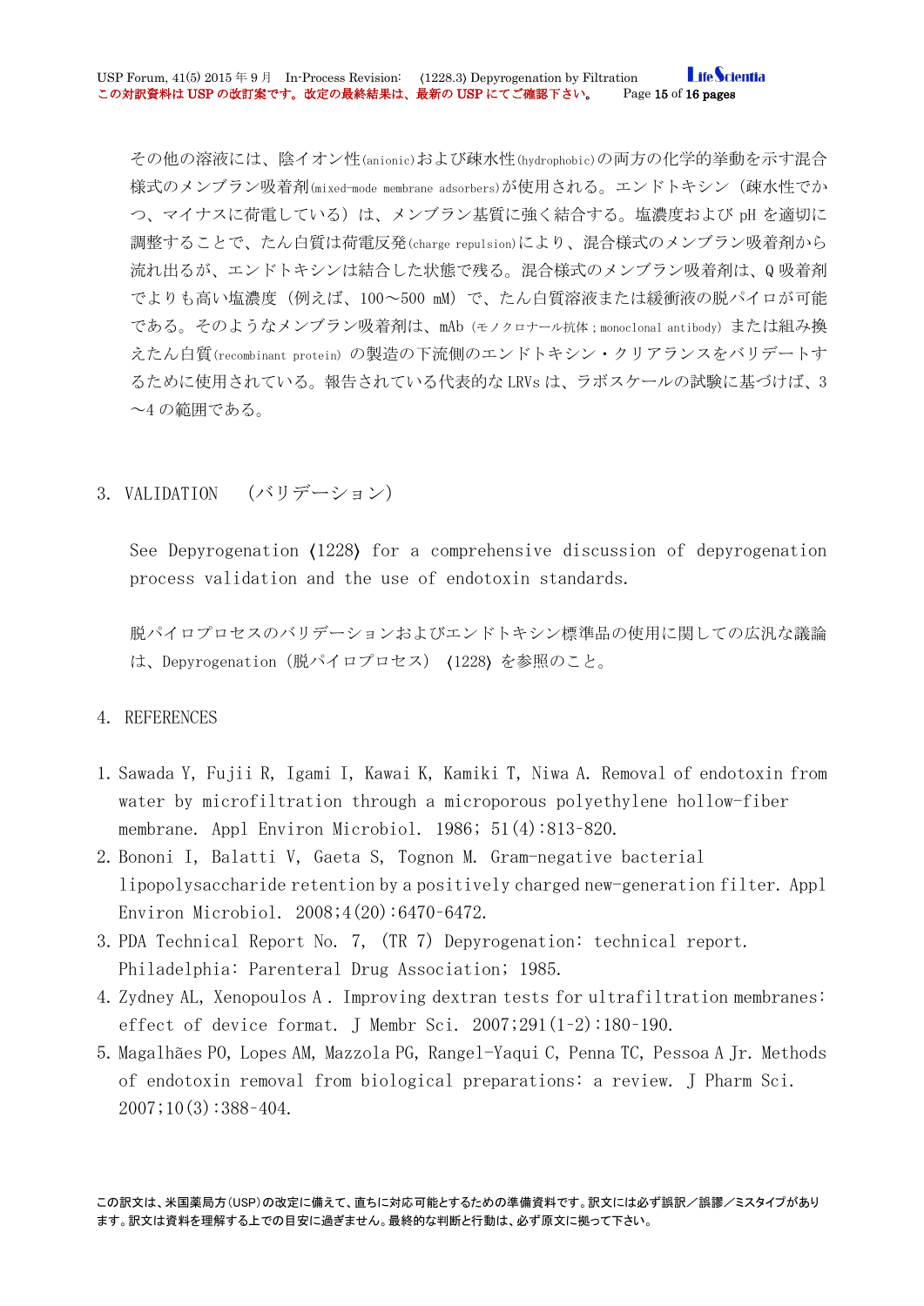その他の溶液には、陰イオン性(anionic)および疎水性(hydrophobic)の両方の化学的挙動を示す混合様式のメンブラン吸着剤(mixed-mode membrane adsorbers)が使用される。エンドトキシン（疎水性でかつ、マイナスに荷電している）は、メンブラン基質に強く結合する。塩濃度および pH を適切に調整することで、たん白質は荷電反発(charge repulsion)により、混合様式のメンブラン吸着剤から流れ出るが、エンドトキシンは結合した状態で残る。混合様式のメンブラン吸着剤は、Q 吸着剤でよりも高い塩濃度（例えば、100～500 mM）で、たん白質溶液または緩衝液の脱パイロが可能である。そのようなメンブラン吸着剤は、mAb（モノクロナール抗体；monoclonal antibody）または組み換えたん白質(recombinant protein) の製造の下流側のエンドトキシン・クリアランスをバリデートするために使用されている。報告されている代表的な LRVs は、ラボスケールの試験に基づけば、3～4 の範囲である。

## 3. VALIDATION （バリデーション）

See Depyrogenation ⟨1228⟩ for a comprehensive discussion of depyrogenation process validation and the use of endotoxin standards.

脱パイロプロセスのバリデーションおよびエンドトキシン標準品の使用に関しての広汎な議論は、Depyrogenation（脱パイロプロセス） ⟨1228⟩ を参照のこと。

## 4. REFERENCES

1. Sawada Y, Fujii R, Igami I, Kawai K, Kamiki T, Niwa A. Removal of endotoxin from water by microfiltration through a microporous polyethylene hollow-fiber membrane. Appl Environ Microbiol. 1986; 51(4):813-820.
2. Bononi I, Balatti V, Gaeta S, Tognon M. Gram-negative bacterial lipopolysaccharide retention by a positively charged new-generation filter. Appl Environ Microbiol. 2008;4(20):6470-6472.
3. PDA Technical Report No. 7, (TR 7) Depyrogenation: technical report. Philadelphia: Parenteral Drug Association; 1985.
4. Zydney AL, Xenopoulos A. Improving dextran tests for ultrafiltration membranes: effect of device format. J Membr Sci. 2007;291(1-2):180-190.
5. Magalhães PO, Lopes AM, Mazzola PG, Rangel-Yaqui C, Penna TC, Pessoa A Jr. Methods of endotoxin removal from biological preparations: a review. J Pharm Sci. 2007;10(3):388-404.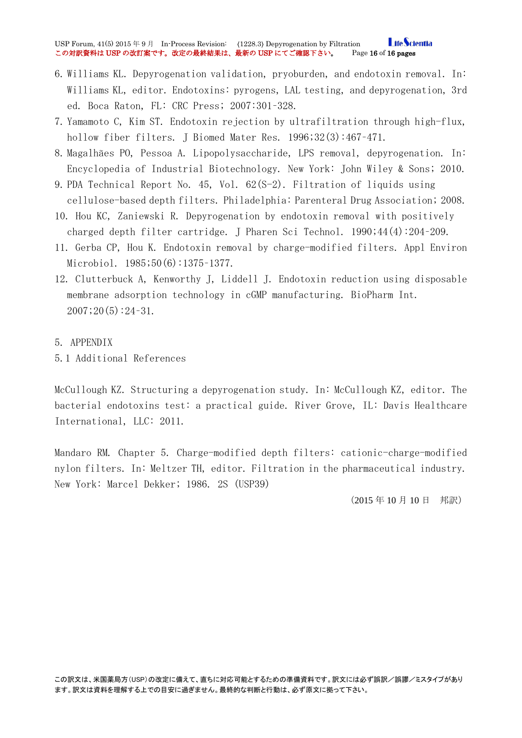6. Williams KL. Depyrogenation validation, pryoburden, and endotoxin removal. In: Williams KL, editor. Endotoxins: pyrogens, LAL testing, and depyrogenation, 3rd ed. Boca Raton, FL: CRC Press; 2007:301-328.
7. Yamamoto C, Kim ST. Endotoxin rejection by ultrafiltration through high-flux, hollow fiber filters. J Biomed Mater Res. 1996;32(3):467-471.
8. Magalhães PO, Pessoa A. Lipopolysaccharide, LPS removal, depyrogenation. In: Encyclopedia of Industrial Biotechnology. New York: John Wiley & Sons; 2010.
9. PDA Technical Report No. 45, Vol. 62(S-2). Filtration of liquids using cellulose-based depth filters. Philadelphia: Parenteral Drug Association; 2008.
10. Hou KC, Zaniewski R. Depyrogenation by endotoxin removal with positively charged depth filter cartridge. J Pharen Sci Technol. 1990;44(4):204-209.
11. Gerba CP, Hou K. Endotoxin removal by charge-modified filters. Appl Environ Microbiol. 1985;50(6):1375-1377.
12. Clutterbuck A, Kenworthy J, Liddell J. Endotoxin reduction using disposable membrane adsorption technology in cGMP manufacturing. BioPharm Int. 2007;20(5):24-31.

## 5. APPENDIX

### 5.1 Additional References

McCullough KZ. Structuring a depyrogenation study. In: McCullough KZ, editor. The bacterial endotoxins test: a practical guide. River Grove, IL: Davis Healthcare International, LLC: 2011.

Mandaro RM. Chapter 5. Charge-modified depth filters: cationic-charge-modified nylon filters. In: Meltzer TH, editor. Filtration in the pharmaceutical industry. New York: Marcel Dekker; 1986. 2S (USP39)

（2015 年 10 月 10 日　邦訳）